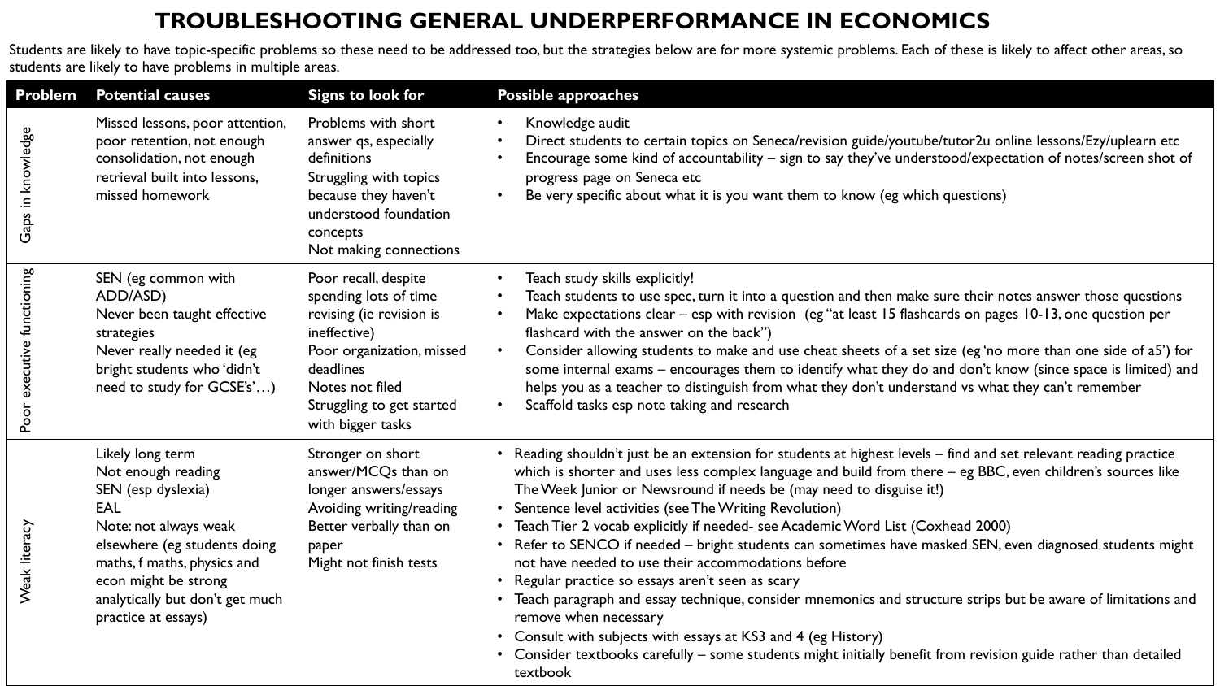# TROUBLESHOOTING GENERAL UNDERPERFORMANCE IN ECONOMICS

Students are likely to have topic-specific problems so these need to be addressed too, but the strategies below are for more systemic problems. Each of these is likely to affect other areas, so students are likely to have problems in multiple areas.

| Problem | Potential causes | Signs to look for | Possible approaches |
|---|---|---|---|
| Gaps in knowledge | Missed lessons, poor attention, poor retention, not enough consolidation, not enough retrieval built into lessons, missed homework | Problems with short answer qs, especially definitions<br>Struggling with topics because they haven't understood foundation concepts<br>Not making connections | • Knowledge audit<br>• Direct students to certain topics on Seneca/revision guide/youtube/tutor2u online lessons/Ezy/uplearn etc<br>• Encourage some kind of accountability – sign to say they've understood/expectation of notes/screen shot of progress page on Seneca etc<br>• Be very specific about what it is you want them to know (eg which questions) |
| Poor executive functioning | SEN (eg common with ADD/ASD)<br>Never been taught effective strategies<br>Never really needed it (eg bright students who 'didn't need to study for GCSE's'…) | Poor recall, despite spending lots of time revising (ie revision is ineffective)<br>Poor organization, missed deadlines<br>Notes not filed<br>Struggling to get started with bigger tasks | • Teach study skills explicitly!<br>• Teach students to use spec, turn it into a question and then make sure their notes answer those questions<br>• Make expectations clear – esp with revision (eg "at least 15 flashcards on pages 10-13, one question per flashcard with the answer on the back")<br>• Consider allowing students to make and use cheat sheets of a set size (eg 'no more than one side of a5') for some internal exams – encourages them to identify what they do and don't know (since space is limited) and helps you as a teacher to distinguish from what they don't understand vs what they can't remember<br>• Scaffold tasks esp note taking and research |
| Weak literacy | Likely long term<br>Not enough reading<br>SEN (esp dyslexia)<br>EAL<br>Note: not always weak elsewhere (eg students doing maths, f maths, physics and econ might be strong analytically but don't get much practice at essays) | Stronger on short answer/MCQs than on longer answers/essays<br>Avoiding writing/reading<br>Better verbally than on paper<br>Might not finish tests | • Reading shouldn't just be an extension for students at highest levels – find and set relevant reading practice which is shorter and uses less complex language and build from there – eg BBC, even children's sources like The Week Junior or Newsround if needs be (may need to disguise it!)<br>• Sentence level activities (see The Writing Revolution)<br>• Teach Tier 2 vocab explicitly if needed- see Academic Word List (Coxhead 2000)<br>• Refer to SENCO if needed – bright students can sometimes have masked SEN, even diagnosed students might not have needed to use their accommodations before<br>• Regular practice so essays aren't seen as scary<br>• Teach paragraph and essay technique, consider mnemonics and structure strips but be aware of limitations and remove when necessary<br>• Consult with subjects with essays at KS3 and 4 (eg History)<br>• Consider textbooks carefully – some students might initially benefit from revision guide rather than detailed textbook |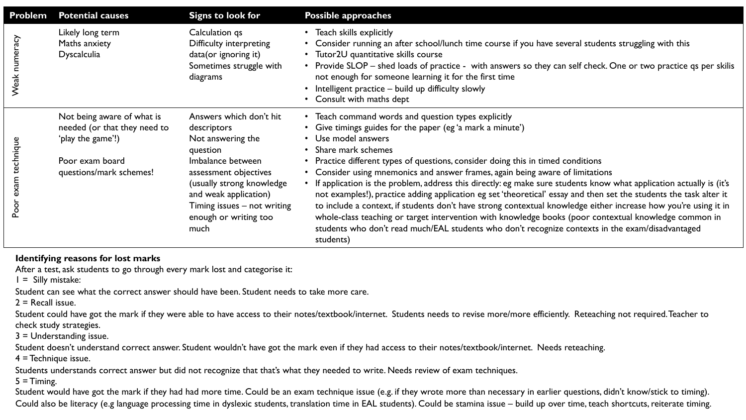| Problem | Potential causes | Signs to look for | Possible approaches |
|---|---|---|---|
| Weak numeracy | Likely long term<br>Maths anxiety<br>Dyscalculia | Calculation qs<br>Difficulty interpreting data(or ignoring it)<br>Sometimes struggle with diagrams | • Teach skills explicitly<br>• Consider running an after school/lunch time course if you have several students struggling with this<br>• Tutor2U quantitative skills course<br>• Provide SLOP – shed loads of practice - with answers so they can self check. One or two practice qs per skilis not enough for someone learning it for the first time<br>• Intelligent practice – build up difficulty slowly<br>• Consult with maths dept |
| Poor exam technique | Not being aware of what is needed (or that they need to 'play the game'!)<br><br>Poor exam board questions/mark schemes! | Answers which don't hit descriptors<br>Not answering the question<br>Imbalance between assessment objectives (usually strong knowledge and weak application)<br>Timing issues – not writing enough or writing too much | • Teach command words and question types explicitly<br>• Give timings guides for the paper (eg 'a mark a minute')<br>• Use model answers<br>• Share mark schemes<br>• Practice different types of questions, consider doing this in timed conditions<br>• Consider using mnemonics and answer frames, again being aware of limitations<br>• If application is the problem, address this directly: eg make sure students know what application actually is (it's not examples!), practice adding application eg set 'theoretical' essay and then set the students the task alter it to include a context, if students don't have strong contextual knowledge either increase how you're using it in whole-class teaching or target intervention with knowledge books (poor contextual knowledge common in students who don't read much/EAL students who don't recognize contexts in the exam/disadvantaged students) |

**Identifying reasons for lost marks**

After a test, ask students to go through every mark lost and categorise it:

1 = Silly mistake:

Student can see what the correct answer should have been. Student needs to take more care.

2 = Recall issue.

Student could have got the mark if they were able to have access to their notes/textbook/internet. Students needs to revise more/more efficiently. Reteaching not required. Teacher to check study strategies.

3 = Understanding issue.

Student doesn't understand correct answer. Student wouldn't have got the mark even if they had access to their notes/textbook/internet. Needs reteaching.

4 = Technique issue.

Students understands correct answer but did not recognize that that's what they needed to write. Needs review of exam techniques.

5 = Timing.

Student would have got the mark if they had had more time. Could be an exam technique issue (e.g. if they wrote more than necessary in earlier questions, didn't know/stick to timing). Could also be literacy (e.g language processing time in dyslexic students, translation time in EAL students). Could be stamina issue – build up over time, teach shortcuts, reiterate timing.